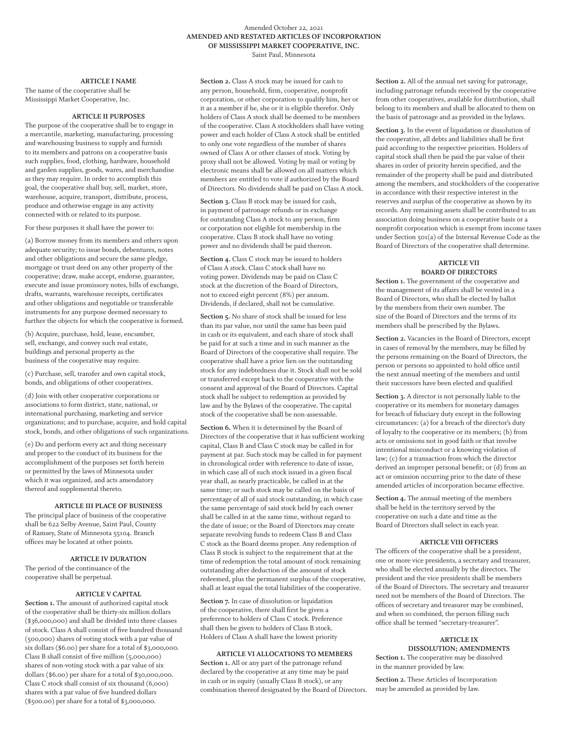Amended October 22, 2021

# AMENDED AND RESTATED ARTICLES OF INCORPORATION OF MISSISSIPPI MARKET COOPERATIVE, INC.

Saint Paul, Minnesota

## ARTICLE I NAME

The name of the cooperative shall be Mississippi Market Cooperative, Inc.

## ARTICLE II PURPOSES

The purpose of the cooperative shall be to engage in a mercantile, marketing, manufacturing, processing and warehousing business to supply and furnish to its members and patrons on a cooperative basis such supplies, food, clothing, hardware, household and garden supplies, goods, wares, and merchandise as they may require. In order to accomplish this goal, the cooperative shall buy, sell, market, store, warehouse, acquire, transport, distribute, process, produce and otherwise engage in any activity connected with or related to its purpose.

For these purposes it shall have the power to:

(a) Borrow money from its members and others upon adequate security; to issue bonds, debentures, notes and other obligations and secure the same pledge, mortgage or trust deed on any other property of the cooperative; draw, make accept, endorse, guarantee, execute and issue promissory notes, bills of exchange, drafts, warrants, warehouse receipts, certificates and other obligations and negotiable or transferable instruments for any purpose deemed necessary to further the objects for which the cooperative is formed.

(b) Acquire, purchase, hold, lease, encumber, sell, exchange, and convey such real estate, buildings and personal property as the business of the cooperative may require.

(c) Purchase, sell, transfer and own capital stock, bonds, and obligations of other cooperatives.

(d) Join with other cooperative corporations or associations to form district, state, national, or international purchasing, marketing and service organizations; and to purchase, acquire, and hold capital stock, bonds, and other obligations of such organizations.

(e) Do and perform every act and thing necessary and proper to the conduct of its business for the accomplishment of the purposes set forth herein or permitted by the laws of Minnesota under which it was organized, and acts amendatory thereof and supplemental thereto.

## ARTICLE III PLACE OF BUSINESS

The principal place of business of the cooperative shall be 622 Selby Avenue, Saint Paul, County of Ramsey, State of Minnesota 55104. Branch offices may be located at other points.

## ARTICLE IV DURATION

The period of the continuance of the cooperative shall be perpetual.

## ARTICLE V CAPITAL

**Section 1.** The amount of authorized capital stock of the cooperative shall be thirty-six million dollars ($36,000,000) and shall be divided into three classes of stock. Class A shall consist of five hundred thousand (500,000) shares of voting stock with a par value of six dollars ($6.00) per share for a total of $3,000,000. Class B shall consist of five million (5,000,000) shares of non-voting stock with a par value of six dollars ($6.00) per share for a total of $30,000,000. Class C stock shall consist of six thousand (6,000) shares with a par value of five hundred dollars ($500.00) per share for a total of $3,000,000.

**Section 2.** Class A stock may be issued for cash to any person, household, firm, cooperative, nonprofit corporation, or other corporation to qualify him, her or it as a member if he, she or it is eligible therefor. Only holders of Class A stock shall be deemed to be members of the cooperative. Class A stockholders shall have voting power and each holder of Class A stock shall be entitled to only one vote regardless of the number of shares owned of Class A or other classes of stock. Voting by proxy shall not be allowed. Voting by mail or voting by electronic means shall be allowed on all matters which members are entitled to vote if authorized by the Board of Directors. No dividends shall be paid on Class A stock.

**Section 3.** Class B stock may be issued for cash, in payment of patronage refunds or in exchange for outstanding Class A stock to any person, firm or corporation not eligible fot membership in the cooperative. Class B stock shall have no voting power and no dividends shall be paid thereon.

**Section 4.** Class C stock may be issued to holders of Class A stock. Class C stock shall have no voting power. Dividends may be paid on Class C stock at the discretion of the Board of Directors, not to exceed eight percent (8%) per annum. Dividends, if declared, shall not be cumulative.

**Section 5.** No share of stock shall be issued for less than its par value, nor until the same has been paid in cash or its equivalent, and each share of stock shall be paid for at such a time and in such manner as the Board of Directors of the cooperative shall require. The cooperative shall have a prior lien on the outstanding stock for any indebtedness due it. Stock shall not be sold or transferred except back to the cooperative with the consent and approval of the Board of Directors. Capital stock shall be subject to redemption as provided by law and by the Bylaws of the cooperative. The capital stock of the cooperative shall be non-assessable.

**Section 6.** When it is determined by the Board of Directors of the cooperative that it has sufficient working capital, Class B and Class C stock may be called in for payment at par. Such stock may be called in for payment in chronological order with reference to date of issue, in which case all of such stock issued in a given fiscal year shall, as nearly practicable, be called in at the same time; or such stock may be called on the basis of percentage of all of said stock outstanding, in which case the same percentage of said stock held by each owner shall be called in at the same time, without regard to the date of issue; or the Board of Directors may create separate revolving funds to redeem Class B and Class C stock as the Board deems proper. Any redemption of Class B stock is subject to the requirement that at the time of redemption the total amount of stock remaining outstanding after deduction of the amount of stock redeemed, plus the permanent surplus of the cooperative, shall at least equal the total liabilities of the cooperative.

**Section 7.** In case of dissolution or liquidation of the cooperative, there shall first be given a preference to holders of Class C stock. Preference shall then be given to holders of Class B stock. Holders of Class A shall have the lowest priority

## ARTICLE VI ALLOCATIONS TO MEMBERS

**Section 1.** All or any part of the patronage refund declared by the cooperative at any time may be paid in cash or in equity (usually Class B stock), or any combination thereof designated by the Board of Directors.

**Section 2.** All of the annual net saving for patronage, including patronage refunds received by the cooperative from other cooperatives, available for distribution, shall belong to its members and shall be allocated to them on the basis of patronage and as provided in the bylaws.

**Section 3.** In the event of liquidation or dissolution of the cooperative, all debts and liabilities shall be first paid according to the respective priorities. Holders of capital stock shall then be paid the par value of their shares in order of priority herein specified, and the remainder of the property shall be paid and distributed among the members, and stockholders of the cooperative in accordance with their respective interest in the reserves and surplus of the cooperative as shown by its records. Any remaining assets shall be contributed to an association doing business on a cooperative basis or a nonprofit corporation which is exempt from income taxes under Section 501(a) of the Internal Revenue Code as the Board of Directors of the cooperative shall determine.

## ARTICLE VII BOARD OF DIRECTORS

**Section 1.** The government of the cooperative and the management of its affairs shall be vested in a Board of Directors, who shall be elected by ballot by the members from their own number. The size of the Board of Directors and the terms of its members shall be prescribed by the Bylaws.

**Section 2.** Vacancies in the Board of Directors, except in cases of removal by the members, may be filled by the persons remaining on the Board of Directors, the person or persons so appointed to hold office until the next annual meeting of the members and until their successors have been elected and qualified

**Section 3.** A director is not personally liable to the cooperative or its members for monetary damages for breach of fiduciary duty except in the following circumstances: (a) for a breach of the director's duty of loyalty to the cooperative or its members; (b) from acts or omissions not in good faith or that involve intentional misconduct or a knowing violation of law; (c) for a transaction from which the director derived an improper personal benefit; or (d) from an act or omission occurring prior to the date of these amended articles of incorporation became effective.

**Section 4.** The annual meeting of the members shall be held in the territory served by the cooperative on such a date and time as the Board of Directors shall select in each year.

## ARTICLE VIII OFFICERS

The officers of the cooperative shall be a president, one or more vice presidents, a secretary and treasurer, who shall be elected annually by the directors. The president and the vice presidents shall be members of the Board of Directors. The secretary and treasurer need not be members of the Board of Directors. The offices of secretary and treasurer may be combined, and when so combined, the person filling such office shall be termed "secretary-treasurer".

## ARTICLE IX DISSOLUTION; AMENDMENTS

**Section 1.** The cooperative may be dissolved in the manner provided by law.

**Section 2.** These Articles of Incorporation may be amended as provided by law.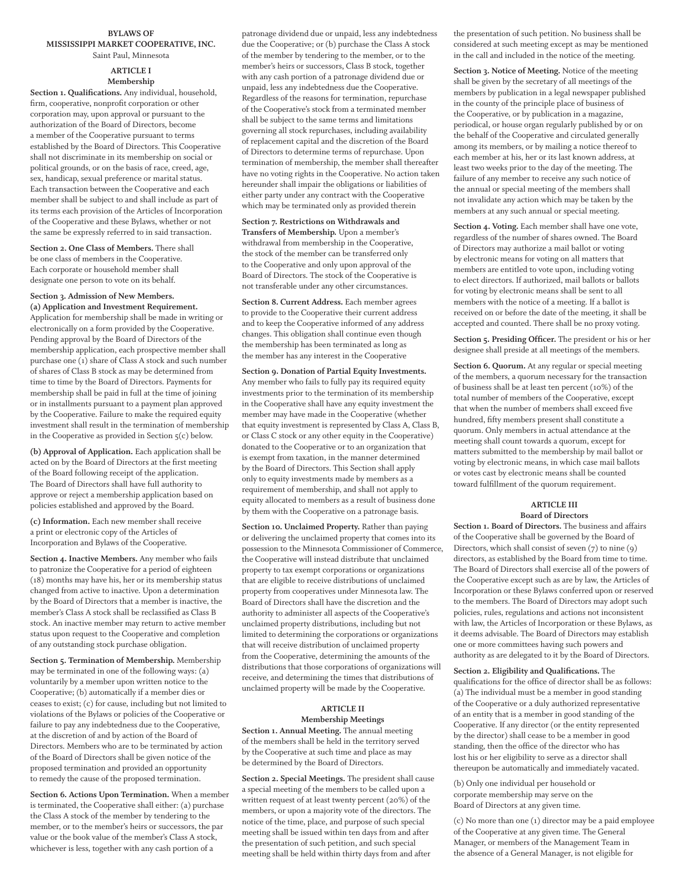# BYLAWS OF MISSISSIPPI MARKET COOPERATIVE, INC.

Saint Paul, Minnesota

## ARTICLE I
## Membership

**Section 1. Qualifications.** Any individual, household, firm, cooperative, nonprofit corporation or other corporation may, upon approval or pursuant to the authorization of the Board of Directors, become a member of the Cooperative pursuant to terms established by the Board of Directors. This Cooperative shall not discriminate in its membership on social or political grounds, or on the basis of race, creed, age, sex, handicap, sexual preference or marital status. Each transaction between the Cooperative and each member shall be subject to and shall include as part of its terms each provision of the Articles of Incorporation of the Cooperative and these Bylaws, whether or not the same be expressly referred to in said transaction.

**Section 2. One Class of Members.** There shall be one class of members in the Cooperative. Each corporate or household member shall designate one person to vote on its behalf.

**Section 3. Admission of New Members.**

**(a) Application and Investment Requirement.** Application for membership shall be made in writing or electronically on a form provided by the Cooperative. Pending approval by the Board of Directors of the membership application, each prospective member shall purchase one (1) share of Class A stock and such number of shares of Class B stock as may be determined from time to time by the Board of Directors. Payments for membership shall be paid in full at the time of joining or in installments pursuant to a payment plan approved by the Cooperative. Failure to make the required equity investment shall result in the termination of membership in the Cooperative as provided in Section 5(c) below.

**(b) Approval of Application.** Each application shall be acted on by the Board of Directors at the first meeting of the Board following receipt of the application. The Board of Directors shall have full authority to approve or reject a membership application based on policies established and approved by the Board.

**(c) Information.** Each new member shall receive a print or electronic copy of the Articles of Incorporation and Bylaws of the Cooperative.

**Section 4. Inactive Members.** Any member who fails to patronize the Cooperative for a period of eighteen (18) months may have his, her or its membership status changed from active to inactive. Upon a determination by the Board of Directors that a member is inactive, the member's Class A stock shall be reclassified as Class B stock. An inactive member may return to active member status upon request to the Cooperative and completion of any outstanding stock purchase obligation.

**Section 5. Termination of Membership.** Membership may be terminated in one of the following ways: (a) voluntarily by a member upon written notice to the Cooperative; (b) automatically if a member dies or ceases to exist; (c) for cause, including but not limited to violations of the Bylaws or policies of the Cooperative or failure to pay any indebtedness due to the Cooperative, at the discretion of and by action of the Board of Directors. Members who are to be terminated by action of the Board of Directors shall be given notice of the proposed termination and provided an opportunity to remedy the cause of the proposed termination.

**Section 6. Actions Upon Termination.** When a member is terminated, the Cooperative shall either: (a) purchase the Class A stock of the member by tendering to the member, or to the member's heirs or successors, the par value or the book value of the member's Class A stock, whichever is less, together with any cash portion of a patronage dividend due or unpaid, less any indebtedness due the Cooperative; or (b) purchase the Class A stock of the member by tendering to the member, or to the member's heirs or successors, Class B stock, together with any cash portion of a patronage dividend due or unpaid, less any indebtedness due the Cooperative. Regardless of the reasons for termination, repurchase of the Cooperative's stock from a terminated member shall be subject to the same terms and limitations governing all stock repurchases, including availability of replacement capital and the discretion of the Board of Directors to determine terms of repurchase. Upon termination of membership, the member shall thereafter have no voting rights in the Cooperative. No action taken hereunder shall impair the obligations or liabilities of either party under any contract with the Cooperative which may be terminated only as provided therein

**Section 7. Restrictions on Withdrawals and Transfers of Membership.** Upon a member's withdrawal from membership in the Cooperative, the stock of the member can be transferred only to the Cooperative and only upon approval of the Board of Directors. The stock of the Cooperative is not transferable under any other circumstances.

**Section 8. Current Address.** Each member agrees to provide to the Cooperative their current address and to keep the Cooperative informed of any address changes. This obligation shall continue even though the membership has been terminated as long as the member has any interest in the Cooperative

**Section 9. Donation of Partial Equity Investments.** Any member who fails to fully pay its required equity investments prior to the termination of its membership in the Cooperative shall have any equity investment the member may have made in the Cooperative (whether that equity investment is represented by Class A, Class B, or Class C stock or any other equity in the Cooperative) donated to the Cooperative or to an organization that is exempt from taxation, in the manner determined by the Board of Directors. This Section shall apply only to equity investments made by members as a requirement of membership, and shall not apply to equity allocated to members as a result of business done by them with the Cooperative on a patronage basis.

**Section 10. Unclaimed Property.** Rather than paying or delivering the unclaimed property that comes into its possession to the Minnesota Commissioner of Commerce, the Cooperative will instead distribute that unclaimed property to tax exempt corporations or organizations that are eligible to receive distributions of unclaimed property from cooperatives under Minnesota law. The Board of Directors shall have the discretion and the authority to administer all aspects of the Cooperative's unclaimed property distributions, including but not limited to determining the corporations or organizations that will receive distribution of unclaimed property from the Cooperative, determining the amounts of the distributions that those corporations of organizations will receive, and determining the times that distributions of unclaimed property will be made by the Cooperative.

## ARTICLE II
## Membership Meetings

**Section 1. Annual Meeting.** The annual meeting of the members shall be held in the territory served by the Cooperative at such time and place as may be determined by the Board of Directors.

**Section 2. Special Meetings.** The president shall cause a special meeting of the members to be called upon a written request of at least twenty percent (20%) of the members, or upon a majority vote of the directors. The notice of the time, place, and purpose of such special meeting shall be issued within ten days from and after the presentation of such petition, and such special meeting shall be held within thirty days from and after the presentation of such petition. No business shall be considered at such meeting except as may be mentioned in the call and included in the notice of the meeting.

**Section 3. Notice of Meeting.** Notice of the meeting shall be given by the secretary of all meetings of the members by publication in a legal newspaper published in the county of the principle place of business of the Cooperative, or by publication in a magazine, periodical, or house organ regularly published by or on the behalf of the Cooperative and circulated generally among its members, or by mailing a notice thereof to each member at his, her or its last known address, at least two weeks prior to the day of the meeting. The failure of any member to receive any such notice of the annual or special meeting of the members shall not invalidate any action which may be taken by the members at any such annual or special meeting.

**Section 4. Voting.** Each member shall have one vote, regardless of the number of shares owned. The Board of Directors may authorize a mail ballot or voting by electronic means for voting on all matters that members are entitled to vote upon, including voting to elect directors. If authorized, mail ballots or ballots for voting by electronic means shall be sent to all members with the notice of a meeting. If a ballot is received on or before the date of the meeting, it shall be accepted and counted. There shall be no proxy voting.

**Section 5. Presiding Officer.** The president or his or her designee shall preside at all meetings of the members.

**Section 6. Quorum.** At any regular or special meeting of the members, a quorum necessary for the transaction of business shall be at least ten percent (10%) of the total number of members of the Cooperative, except that when the number of members shall exceed five hundred, fifty members present shall constitute a quorum. Only members in actual attendance at the meeting shall count towards a quorum, except for matters submitted to the membership by mail ballot or voting by electronic means, in which case mail ballots or votes cast by electronic means shall be counted toward fulfillment of the quorum requirement.

## ARTICLE III
## Board of Directors

**Section 1. Board of Directors.** The business and affairs of the Cooperative shall be governed by the Board of Directors, which shall consist of seven (7) to nine (9) directors, as established by the Board from time to time. The Board of Directors shall exercise all of the powers of the Cooperative except such as are by law, the Articles of Incorporation or these Bylaws conferred upon or reserved to the members. The Board of Directors may adopt such policies, rules, regulations and actions not inconsistent with law, the Articles of Incorporation or these Bylaws, as it deems advisable. The Board of Directors may establish one or more committees having such powers and authority as are delegated to it by the Board of Directors.

**Section 2. Eligibility and Qualifications.** The qualifications for the office of director shall be as follows: (a) The individual must be a member in good standing of the Cooperative or a duly authorized representative of an entity that is a member in good standing of the Cooperative. If any director (or the entity represented by the director) shall cease to be a member in good standing, then the office of the director who has lost his or her eligibility to serve as a director shall thereupon be automatically and immediately vacated.

(b) Only one individual per household or corporate membership may serve on the Board of Directors at any given time.

(c) No more than one (1) director may be a paid employee of the Cooperative at any given time. The General Manager, or members of the Management Team in the absence of a General Manager, is not eligible for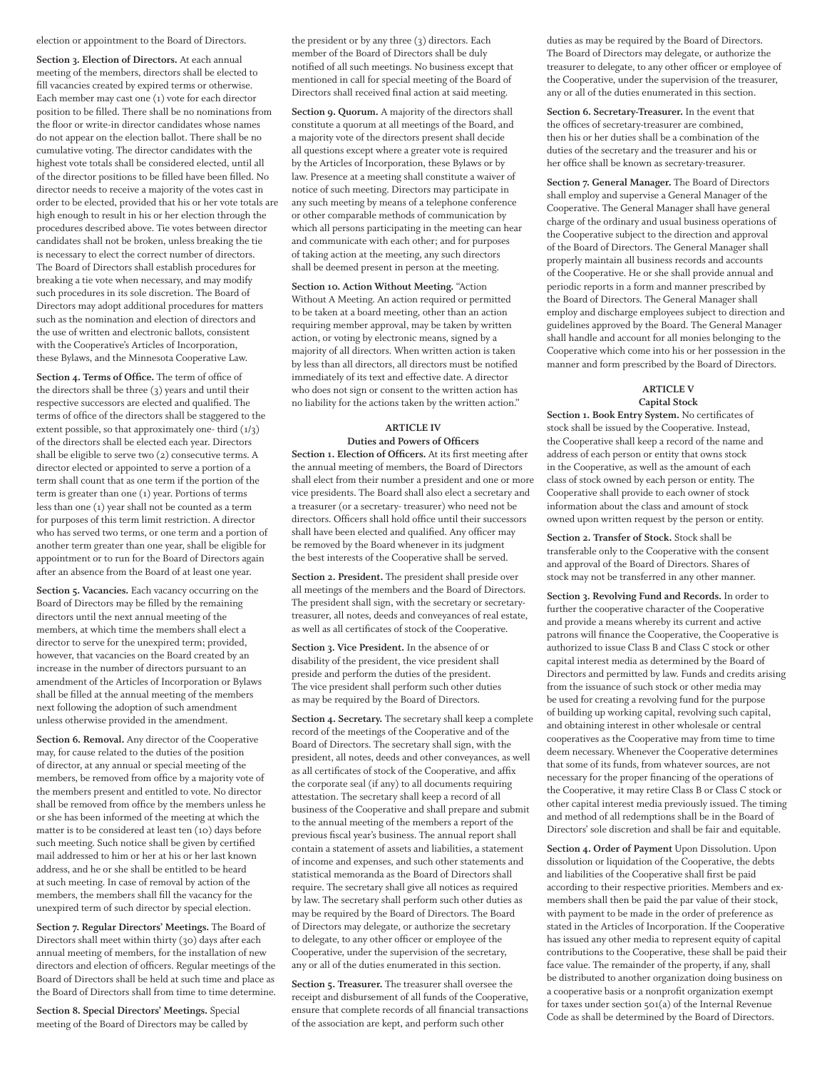election or appointment to the Board of Directors.

**Section 3. Election of Directors.** At each annual meeting of the members, directors shall be elected to fill vacancies created by expired terms or otherwise. Each member may cast one (1) vote for each director position to be filled. There shall be no nominations from the floor or write-in director candidates whose names do not appear on the election ballot. There shall be no cumulative voting. The director candidates with the highest vote totals shall be considered elected, until all of the director positions to be filled have been filled. No director needs to receive a majority of the votes cast in order to be elected, provided that his or her vote totals are high enough to result in his or her election through the procedures described above. Tie votes between director candidates shall not be broken, unless breaking the tie is necessary to elect the correct number of directors. The Board of Directors shall establish procedures for breaking a tie vote when necessary, and may modify such procedures in its sole discretion. The Board of Directors may adopt additional procedures for matters such as the nomination and election of directors and the use of written and electronic ballots, consistent with the Cooperative's Articles of Incorporation, these Bylaws, and the Minnesota Cooperative Law.

**Section 4. Terms of Office.** The term of office of the directors shall be three (3) years and until their respective successors are elected and qualified. The terms of office of the directors shall be staggered to the extent possible, so that approximately one- third (1/3) of the directors shall be elected each year. Directors shall be eligible to serve two (2) consecutive terms. A director elected or appointed to serve a portion of a term shall count that as one term if the portion of the term is greater than one (1) year. Portions of terms less than one (1) year shall not be counted as a term for purposes of this term limit restriction. A director who has served two terms, or one term and a portion of another term greater than one year, shall be eligible for appointment or to run for the Board of Directors again after an absence from the Board of at least one year.

**Section 5. Vacancies.** Each vacancy occurring on the Board of Directors may be filled by the remaining directors until the next annual meeting of the members, at which time the members shall elect a director to serve for the unexpired term; provided, however, that vacancies on the Board created by an increase in the number of directors pursuant to an amendment of the Articles of Incorporation or Bylaws shall be filled at the annual meeting of the members next following the adoption of such amendment unless otherwise provided in the amendment.

**Section 6. Removal.** Any director of the Cooperative may, for cause related to the duties of the position of director, at any annual or special meeting of the members, be removed from office by a majority vote of the members present and entitled to vote. No director shall be removed from office by the members unless he or she has been informed of the meeting at which the matter is to be considered at least ten (10) days before such meeting. Such notice shall be given by certified mail addressed to him or her at his or her last known address, and he or she shall be entitled to be heard at such meeting. In case of removal by action of the members, the members shall fill the vacancy for the unexpired term of such director by special election.

**Section 7. Regular Directors' Meetings.** The Board of Directors shall meet within thirty (30) days after each annual meeting of members, for the installation of new directors and election of officers. Regular meetings of the Board of Directors shall be held at such time and place as the Board of Directors shall from time to time determine.

**Section 8. Special Directors' Meetings.** Special meeting of the Board of Directors may be called by the president or by any three (3) directors. Each member of the Board of Directors shall be duly notified of all such meetings. No business except that mentioned in call for special meeting of the Board of Directors shall received final action at said meeting.

**Section 9. Quorum.** A majority of the directors shall constitute a quorum at all meetings of the Board, and a majority vote of the directors present shall decide all questions except where a greater vote is required by the Articles of Incorporation, these Bylaws or by law. Presence at a meeting shall constitute a waiver of notice of such meeting. Directors may participate in any such meeting by means of a telephone conference or other comparable methods of communication by which all persons participating in the meeting can hear and communicate with each other; and for purposes of taking action at the meeting, any such directors shall be deemed present in person at the meeting.

**Section 10. Action Without Meeting.** "Action Without A Meeting. An action required or permitted to be taken at a board meeting, other than an action requiring member approval, may be taken by written action, or voting by electronic means, signed by a majority of all directors. When written action is taken by less than all directors, all directors must be notified immediately of its text and effective date. A director who does not sign or consent to the written action has no liability for the actions taken by the written action."

## ARTICLE IV
### Duties and Powers of Officers

**Section 1. Election of Officers.** At its first meeting after the annual meeting of members, the Board of Directors shall elect from their number a president and one or more vice presidents. The Board shall also elect a secretary and a treasurer (or a secretary- treasurer) who need not be directors. Officers shall hold office until their successors shall have been elected and qualified. Any officer may be removed by the Board whenever in its judgment the best interests of the Cooperative shall be served.

**Section 2. President.** The president shall preside over all meetings of the members and the Board of Directors. The president shall sign, with the secretary or secretary-treasurer, all notes, deeds and conveyances of real estate, as well as all certificates of stock of the Cooperative.

**Section 3. Vice President.** In the absence of or disability of the president, the vice president shall preside and perform the duties of the president. The vice president shall perform such other duties as may be required by the Board of Directors.

**Section 4. Secretary.** The secretary shall keep a complete record of the meetings of the Cooperative and of the Board of Directors. The secretary shall sign, with the president, all notes, deeds and other conveyances, as well as all certificates of stock of the Cooperative, and affix the corporate seal (if any) to all documents requiring attestation. The secretary shall keep a record of all business of the Cooperative and shall prepare and submit to the annual meeting of the members a report of the previous fiscal year's business. The annual report shall contain a statement of assets and liabilities, a statement of income and expenses, and such other statements and statistical memoranda as the Board of Directors shall require. The secretary shall give all notices as required by law. The secretary shall perform such other duties as may be required by the Board of Directors. The Board of Directors may delegate, or authorize the secretary to delegate, to any other officer or employee of the Cooperative, under the supervision of the secretary, any or all of the duties enumerated in this section.

**Section 5. Treasurer.** The treasurer shall oversee the receipt and disbursement of all funds of the Cooperative, ensure that complete records of all financial transactions of the association are kept, and perform such other duties as may be required by the Board of Directors. The Board of Directors may delegate, or authorize the treasurer to delegate, to any other officer or employee of the Cooperative, under the supervision of the treasurer, any or all of the duties enumerated in this section.

**Section 6. Secretary-Treasurer.** In the event that the offices of secretary-treasurer are combined, then his or her duties shall be a combination of the duties of the secretary and the treasurer and his or her office shall be known as secretary-treasurer.

**Section 7. General Manager.** The Board of Directors shall employ and supervise a General Manager of the Cooperative. The General Manager shall have general charge of the ordinary and usual business operations of the Cooperative subject to the direction and approval of the Board of Directors. The General Manager shall properly maintain all business records and accounts of the Cooperative. He or she shall provide annual and periodic reports in a form and manner prescribed by the Board of Directors. The General Manager shall employ and discharge employees subject to direction and guidelines approved by the Board. The General Manager shall handle and account for all monies belonging to the Cooperative which come into his or her possession in the manner and form prescribed by the Board of Directors.

## ARTICLE V
### Capital Stock

**Section 1. Book Entry System.** No certificates of stock shall be issued by the Cooperative. Instead, the Cooperative shall keep a record of the name and address of each person or entity that owns stock in the Cooperative, as well as the amount of each class of stock owned by each person or entity. The Cooperative shall provide to each owner of stock information about the class and amount of stock owned upon written request by the person or entity.

**Section 2. Transfer of Stock.** Stock shall be transferable only to the Cooperative with the consent and approval of the Board of Directors. Shares of stock may not be transferred in any other manner.

**Section 3. Revolving Fund and Records.** In order to further the cooperative character of the Cooperative and provide a means whereby its current and active patrons will finance the Cooperative, the Cooperative is authorized to issue Class B and Class C stock or other capital interest media as determined by the Board of Directors and permitted by law. Funds and credits arising from the issuance of such stock or other media may be used for creating a revolving fund for the purpose of building up working capital, revolving such capital, and obtaining interest in other wholesale or central cooperatives as the Cooperative may from time to time deem necessary. Whenever the Cooperative determines that some of its funds, from whatever sources, are not necessary for the proper financing of the operations of the Cooperative, it may retire Class B or Class C stock or other capital interest media previously issued. The timing and method of all redemptions shall be in the Board of Directors' sole discretion and shall be fair and equitable.

**Section 4. Order of Payment** Upon Dissolution. Upon dissolution or liquidation of the Cooperative, the debts and liabilities of the Cooperative shall first be paid according to their respective priorities. Members and ex-members shall then be paid the par value of their stock, with payment to be made in the order of preference as stated in the Articles of Incorporation. If the Cooperative has issued any other media to represent equity of capital contributions to the Cooperative, these shall be paid their face value. The remainder of the property, if any, shall be distributed to another organization doing business on a cooperative basis or a nonprofit organization exempt for taxes under section 501(a) of the Internal Revenue Code as shall be determined by the Board of Directors.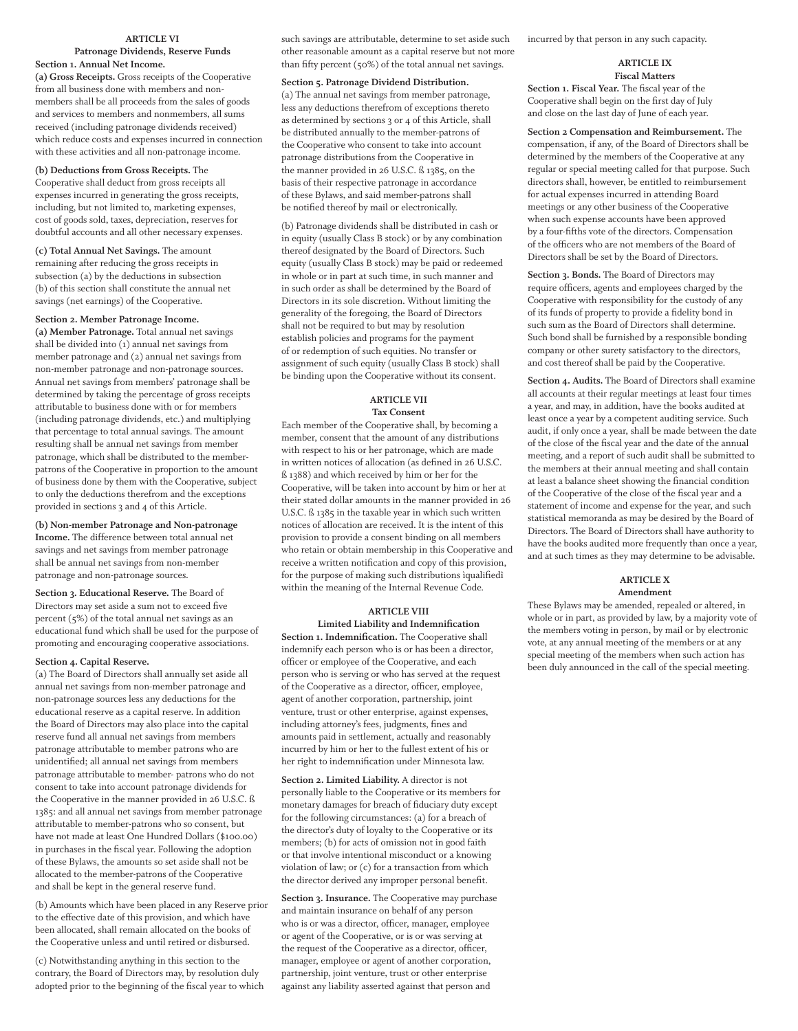## ARTICLE VI
### Patronage Dividends, Reserve Funds

**Section 1. Annual Net Income.**

**(a) Gross Receipts.** Gross receipts of the Cooperative from all business done with members and non-members shall be all proceeds from the sales of goods and services to members and nonmembers, all sums received (including patronage dividends received) which reduce costs and expenses incurred in connection with these activities and all non-patronage income.

**(b) Deductions from Gross Receipts.** The Cooperative shall deduct from gross receipts all expenses incurred in generating the gross receipts, including, but not limited to, marketing expenses, cost of goods sold, taxes, depreciation, reserves for doubtful accounts and all other necessary expenses.

**(c) Total Annual Net Savings.** The amount remaining after reducing the gross receipts in subsection (a) by the deductions in subsection (b) of this section shall constitute the annual net savings (net earnings) of the Cooperative.

**Section 2. Member Patronage Income.**

**(a) Member Patronage.** Total annual net savings shall be divided into (1) annual net savings from member patronage and (2) annual net savings from non-member patronage and non-patronage sources. Annual net savings from members' patronage shall be determined by taking the percentage of gross receipts attributable to business done with or for members (including patronage dividends, etc.) and multiplying that percentage to total annual savings. The amount resulting shall be annual net savings from member patronage, which shall be distributed to the member-patrons of the Cooperative in proportion to the amount of business done by them with the Cooperative, subject to only the deductions therefrom and the exceptions provided in sections 3 and 4 of this Article.

**(b) Non-member Patronage and Non-patronage Income.** The difference between total annual net savings and net savings from member patronage shall be annual net savings from non-member patronage and non-patronage sources.

**Section 3. Educational Reserve.** The Board of Directors may set aside a sum not to exceed five percent (5%) of the total annual net savings as an educational fund which shall be used for the purpose of promoting and encouraging cooperative associations.

**Section 4. Capital Reserve.**

(a) The Board of Directors shall annually set aside all annual net savings from non-member patronage and non-patronage sources less any deductions for the educational reserve as a capital reserve. In addition the Board of Directors may also place into the capital reserve fund all annual net savings from members patronage attributable to member patrons who are unidentified; all annual net savings from members patronage attributable to member- patrons who do not consent to take into account patronage dividends for the Cooperative in the manner provided in 26 U.S.C. ß 1385: and all annual net savings from member patronage attributable to member-patrons who so consent, but have not made at least One Hundred Dollars ($100.00) in purchases in the fiscal year. Following the adoption of these Bylaws, the amounts so set aside shall not be allocated to the member-patrons of the Cooperative and shall be kept in the general reserve fund.

(b) Amounts which have been placed in any Reserve prior to the effective date of this provision, and which have been allocated, shall remain allocated on the books of the Cooperative unless and until retired or disbursed.

(c) Notwithstanding anything in this section to the contrary, the Board of Directors may, by resolution duly adopted prior to the beginning of the fiscal year to which such savings are attributable, determine to set aside such other reasonable amount as a capital reserve but not more than fifty percent (50%) of the total annual net savings.

**Section 5. Patronage Dividend Distribution.**

(a) The annual net savings from member patronage, less any deductions therefrom of exceptions thereto as determined by sections 3 or 4 of this Article, shall be distributed annually to the member-patrons of the Cooperative who consent to take into account patronage distributions from the Cooperative in the manner provided in 26 U.S.C. ß 1385, on the basis of their respective patronage in accordance of these Bylaws, and said member-patrons shall be notified thereof by mail or electronically.

(b) Patronage dividends shall be distributed in cash or in equity (usually Class B stock) or by any combination thereof designated by the Board of Directors. Such equity (usually Class B stock) may be paid or redeemed in whole or in part at such time, in such manner and in such order as shall be determined by the Board of Directors in its sole discretion. Without limiting the generality of the foregoing, the Board of Directors shall not be required to but may by resolution establish policies and programs for the payment of or redemption of such equities. No transfer or assignment of such equity (usually Class B stock) shall be binding upon the Cooperative without its consent.

## ARTICLE VII
### Tax Consent

Each member of the Cooperative shall, by becoming a member, consent that the amount of any distributions with respect to his or her patronage, which are made in written notices of allocation (as defined in 26 U.S.C. ß 1388) and which received by him or her for the Cooperative, will be taken into account by him or her at their stated dollar amounts in the manner provided in 26 U.S.C. ß 1385 in the taxable year in which such written notices of allocation are received. It is the intent of this provision to provide a consent binding on all members who retain or obtain membership in this Cooperative and receive a written notification and copy of this provision, for the purpose of making such distributions ìqualifiedî within the meaning of the Internal Revenue Code.

## ARTICLE VIII
### Limited Liability and Indemnification

**Section 1. Indemnification.** The Cooperative shall indemnify each person who is or has been a director, officer or employee of the Cooperative, and each person who is serving or who has served at the request of the Cooperative as a director, officer, employee, agent of another corporation, partnership, joint venture, trust or other enterprise, against expenses, including attorney's fees, judgments, fines and amounts paid in settlement, actually and reasonably incurred by him or her to the fullest extent of his or her right to indemnification under Minnesota law.

**Section 2. Limited Liability.** A director is not personally liable to the Cooperative or its members for monetary damages for breach of fiduciary duty except for the following circumstances: (a) for a breach of the director's duty of loyalty to the Cooperative or its members; (b) for acts of omission not in good faith or that involve intentional misconduct or a knowing violation of law; or (c) for a transaction from which the director derived any improper personal benefit.

**Section 3. Insurance.** The Cooperative may purchase and maintain insurance on behalf of any person who is or was a director, officer, manager, employee or agent of the Cooperative, or is or was serving at the request of the Cooperative as a director, officer, manager, employee or agent of another corporation, partnership, joint venture, trust or other enterprise against any liability asserted against that person and incurred by that person in any such capacity.

## ARTICLE IX
### Fiscal Matters

**Section 1. Fiscal Year.** The fiscal year of the Cooperative shall begin on the first day of July and close on the last day of June of each year.

**Section 2 Compensation and Reimbursement.** The compensation, if any, of the Board of Directors shall be determined by the members of the Cooperative at any regular or special meeting called for that purpose. Such directors shall, however, be entitled to reimbursement for actual expenses incurred in attending Board meetings or any other business of the Cooperative when such expense accounts have been approved by a four-fifths vote of the directors. Compensation of the officers who are not members of the Board of Directors shall be set by the Board of Directors.

**Section 3. Bonds.** The Board of Directors may require officers, agents and employees charged by the Cooperative with responsibility for the custody of any of its funds of property to provide a fidelity bond in such sum as the Board of Directors shall determine. Such bond shall be furnished by a responsible bonding company or other surety satisfactory to the directors, and cost thereof shall be paid by the Cooperative.

**Section 4. Audits.** The Board of Directors shall examine all accounts at their regular meetings at least four times a year, and may, in addition, have the books audited at least once a year by a competent auditing service. Such audit, if only once a year, shall be made between the date of the close of the fiscal year and the date of the annual meeting, and a report of such audit shall be submitted to the members at their annual meeting and shall contain at least a balance sheet showing the financial condition of the Cooperative of the close of the fiscal year and a statement of income and expense for the year, and such statistical memoranda as may be desired by the Board of Directors. The Board of Directors shall have authority to have the books audited more frequently than once a year, and at such times as they may determine to be advisable.

## ARTICLE X
### Amendment

These Bylaws may be amended, repealed or altered, in whole or in part, as provided by law, by a majority vote of the members voting in person, by mail or by electronic vote, at any annual meeting of the members or at any special meeting of the members when such action has been duly announced in the call of the special meeting.